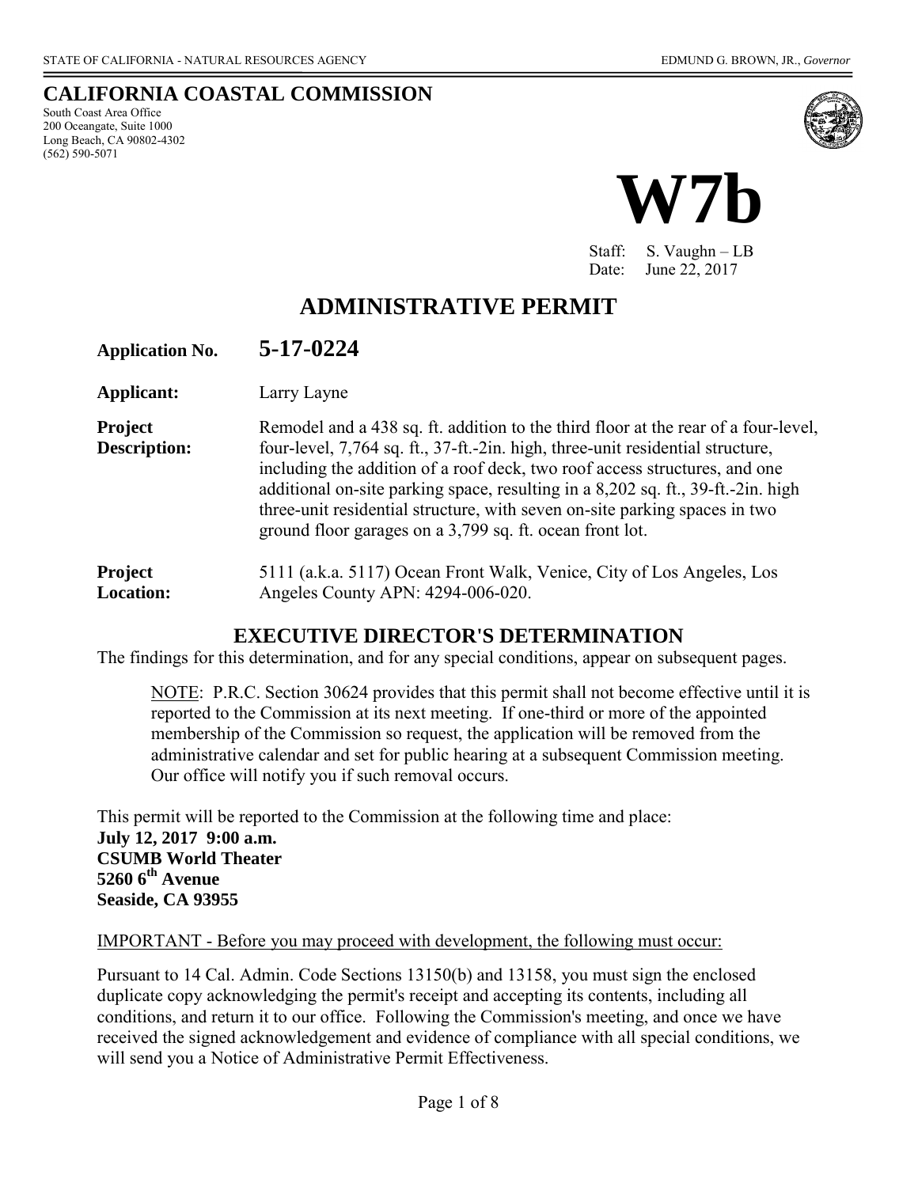STATE OF CALIFORNIA - NATURAL RESOURCES AGENCY

EDMUND G. BROWN, JR., *Governor*

## CALIFORNIA COASTAL COMMISSION

South Coast Area Office
200 Oceangate, Suite 1000
Long Beach, CA 90802-4302
(562) 590-5071

# W7b

Staff: S. Vaughn – LB
Date: June 22, 2017

# ADMINISTRATIVE PERMIT

**Application No.** **5-17-0224**

**Applicant:** Larry Layne

**Project Description:** Remodel and a 438 sq. ft. addition to the third floor at the rear of a four-level, four-level, 7,764 sq. ft., 37-ft.-2in. high, three-unit residential structure, including the addition of a roof deck, two roof access structures, and one additional on-site parking space, resulting in a 8,202 sq. ft., 39-ft.-2in. high three-unit residential structure, with seven on-site parking spaces in two ground floor garages on a 3,799 sq. ft. ocean front lot.

**Project Location:** 5111 (a.k.a. 5117) Ocean Front Walk, Venice, City of Los Angeles, Los Angeles County APN: 4294-006-020.

## EXECUTIVE DIRECTOR'S DETERMINATION

The findings for this determination, and for any special conditions, appear on subsequent pages.

NOTE: P.R.C. Section 30624 provides that this permit shall not become effective until it is reported to the Commission at its next meeting. If one-third or more of the appointed membership of the Commission so request, the application will be removed from the administrative calendar and set for public hearing at a subsequent Commission meeting. Our office will notify you if such removal occurs.

This permit will be reported to the Commission at the following time and place:

**July 12, 2017 9:00 a.m.**
**CSUMB World Theater**
**5260 6th Avenue**
**Seaside, CA 93955**

IMPORTANT - Before you may proceed with development, the following must occur:

Pursuant to 14 Cal. Admin. Code Sections 13150(b) and 13158, you must sign the enclosed duplicate copy acknowledging the permit's receipt and accepting its contents, including all conditions, and return it to our office. Following the Commission's meeting, and once we have received the signed acknowledgement and evidence of compliance with all special conditions, we will send you a Notice of Administrative Permit Effectiveness.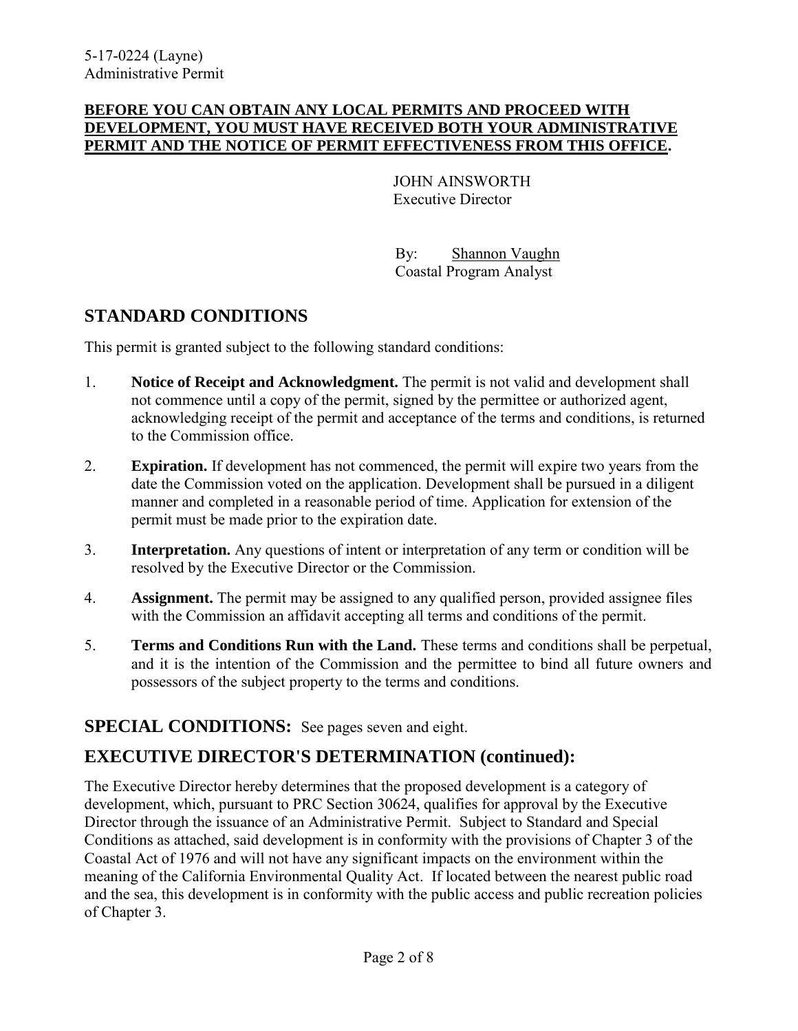**BEFORE YOU CAN OBTAIN ANY LOCAL PERMITS AND PROCEED WITH DEVELOPMENT, YOU MUST HAVE RECEIVED BOTH YOUR ADMINISTRATIVE PERMIT AND THE NOTICE OF PERMIT EFFECTIVENESS FROM THIS OFFICE.**

JOHN AINSWORTH
Executive Director

By: Shannon Vaughn
Coastal Program Analyst

## STANDARD CONDITIONS

This permit is granted subject to the following standard conditions:

1. **Notice of Receipt and Acknowledgment.** The permit is not valid and development shall not commence until a copy of the permit, signed by the permittee or authorized agent, acknowledging receipt of the permit and acceptance of the terms and conditions, is returned to the Commission office.
2. **Expiration.** If development has not commenced, the permit will expire two years from the date the Commission voted on the application. Development shall be pursued in a diligent manner and completed in a reasonable period of time. Application for extension of the permit must be made prior to the expiration date.
3. **Interpretation.** Any questions of intent or interpretation of any term or condition will be resolved by the Executive Director or the Commission.
4. **Assignment.** The permit may be assigned to any qualified person, provided assignee files with the Commission an affidavit accepting all terms and conditions of the permit.
5. **Terms and Conditions Run with the Land.** These terms and conditions shall be perpetual, and it is the intention of the Commission and the permittee to bind all future owners and possessors of the subject property to the terms and conditions.

## SPECIAL CONDITIONS: See pages seven and eight.

## EXECUTIVE DIRECTOR'S DETERMINATION (continued):

The Executive Director hereby determines that the proposed development is a category of development, which, pursuant to PRC Section 30624, qualifies for approval by the Executive Director through the issuance of an Administrative Permit. Subject to Standard and Special Conditions as attached, said development is in conformity with the provisions of Chapter 3 of the Coastal Act of 1976 and will not have any significant impacts on the environment within the meaning of the California Environmental Quality Act. If located between the nearest public road and the sea, this development is in conformity with the public access and public recreation policies of Chapter 3.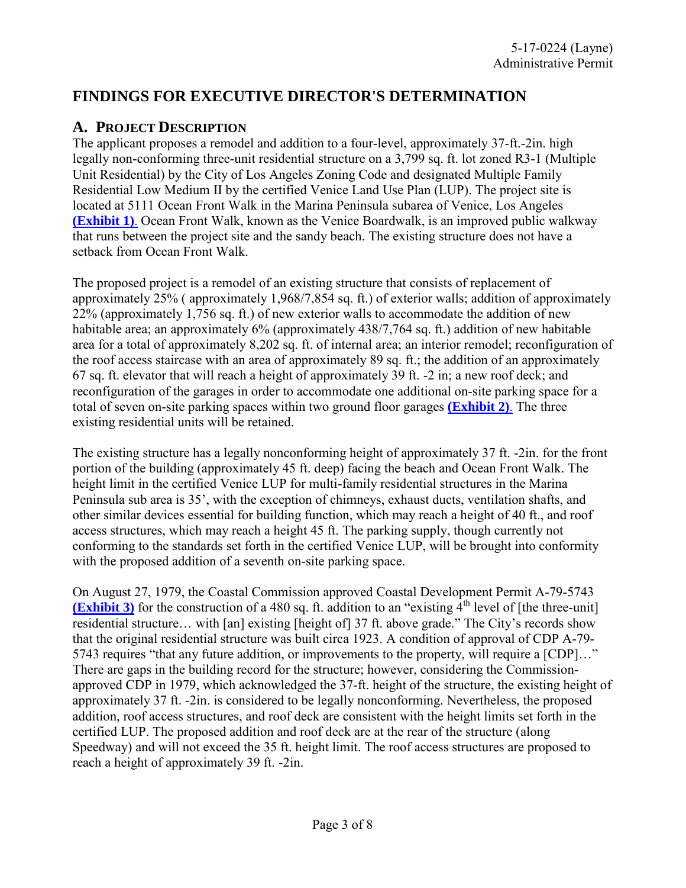# FINDINGS FOR EXECUTIVE DIRECTOR'S DETERMINATION

## A. PROJECT DESCRIPTION

The applicant proposes a remodel and addition to a four-level, approximately 37-ft.-2in. high legally non-conforming three-unit residential structure on a 3,799 sq. ft. lot zoned R3-1 (Multiple Unit Residential) by the City of Los Angeles Zoning Code and designated Multiple Family Residential Low Medium II by the certified Venice Land Use Plan (LUP). The project site is located at 5111 Ocean Front Walk in the Marina Peninsula subarea of Venice, Los Angeles **(Exhibit 1)**. Ocean Front Walk, known as the Venice Boardwalk, is an improved public walkway that runs between the project site and the sandy beach. The existing structure does not have a setback from Ocean Front Walk.

The proposed project is a remodel of an existing structure that consists of replacement of approximately 25% ( approximately 1,968/7,854 sq. ft.) of exterior walls; addition of approximately 22% (approximately 1,756 sq. ft.) of new exterior walls to accommodate the addition of new habitable area; an approximately 6% (approximately 438/7,764 sq. ft.) addition of new habitable area for a total of approximately 8,202 sq. ft. of internal area; an interior remodel; reconfiguration of the roof access staircase with an area of approximately 89 sq. ft.; the addition of an approximately 67 sq. ft. elevator that will reach a height of approximately 39 ft. -2 in; a new roof deck; and reconfiguration of the garages in order to accommodate one additional on-site parking space for a total of seven on-site parking spaces within two ground floor garages **(Exhibit 2)**. The three existing residential units will be retained.

The existing structure has a legally nonconforming height of approximately 37 ft. -2in. for the front portion of the building (approximately 45 ft. deep) facing the beach and Ocean Front Walk. The height limit in the certified Venice LUP for multi-family residential structures in the Marina Peninsula sub area is 35', with the exception of chimneys, exhaust ducts, ventilation shafts, and other similar devices essential for building function, which may reach a height of 40 ft., and roof access structures, which may reach a height 45 ft. The parking supply, though currently not conforming to the standards set forth in the certified Venice LUP, will be brought into conformity with the proposed addition of a seventh on-site parking space.

On August 27, 1979, the Coastal Commission approved Coastal Development Permit A-79-5743 **(Exhibit 3)** for the construction of a 480 sq. ft. addition to an "existing 4th level of [the three-unit] residential structure… with [an] existing [height of] 37 ft. above grade." The City's records show that the original residential structure was built circa 1923. A condition of approval of CDP A-79-5743 requires "that any future addition, or improvements to the property, will require a [CDP]…" There are gaps in the building record for the structure; however, considering the Commission-approved CDP in 1979, which acknowledged the 37-ft. height of the structure, the existing height of approximately 37 ft. -2in. is considered to be legally nonconforming. Nevertheless, the proposed addition, roof access structures, and roof deck are consistent with the height limits set forth in the certified LUP. The proposed addition and roof deck are at the rear of the structure (along Speedway) and will not exceed the 35 ft. height limit. The roof access structures are proposed to reach a height of approximately 39 ft. -2in.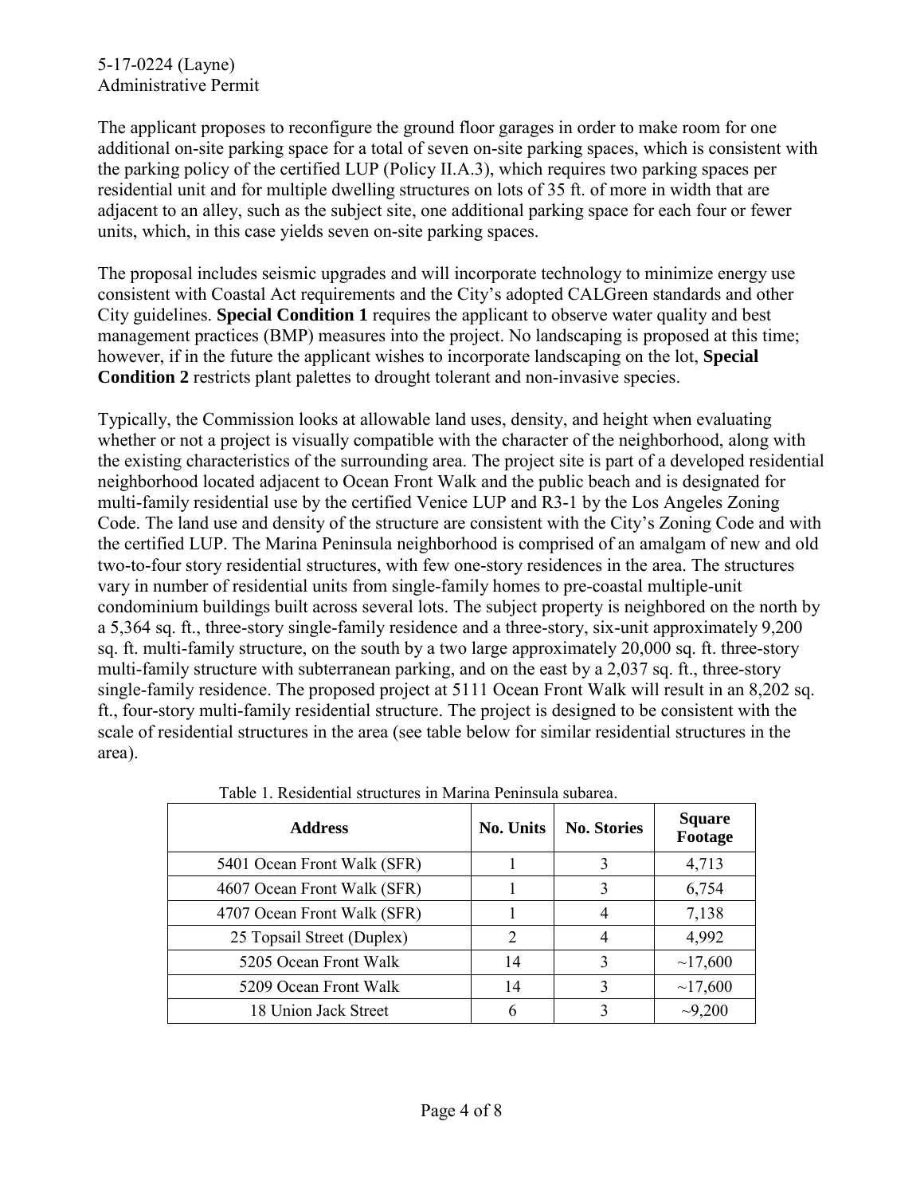The applicant proposes to reconfigure the ground floor garages in order to make room for one additional on-site parking space for a total of seven on-site parking spaces, which is consistent with the parking policy of the certified LUP (Policy II.A.3), which requires two parking spaces per residential unit and for multiple dwelling structures on lots of 35 ft. of more in width that are adjacent to an alley, such as the subject site, one additional parking space for each four or fewer units, which, in this case yields seven on-site parking spaces.

The proposal includes seismic upgrades and will incorporate technology to minimize energy use consistent with Coastal Act requirements and the City's adopted CALGreen standards and other City guidelines. **Special Condition 1** requires the applicant to observe water quality and best management practices (BMP) measures into the project. No landscaping is proposed at this time; however, if in the future the applicant wishes to incorporate landscaping on the lot, **Special Condition 2** restricts plant palettes to drought tolerant and non-invasive species.

Typically, the Commission looks at allowable land uses, density, and height when evaluating whether or not a project is visually compatible with the character of the neighborhood, along with the existing characteristics of the surrounding area. The project site is part of a developed residential neighborhood located adjacent to Ocean Front Walk and the public beach and is designated for multi-family residential use by the certified Venice LUP and R3-1 by the Los Angeles Zoning Code. The land use and density of the structure are consistent with the City's Zoning Code and with the certified LUP. The Marina Peninsula neighborhood is comprised of an amalgam of new and old two-to-four story residential structures, with few one-story residences in the area. The structures vary in number of residential units from single-family homes to pre-coastal multiple-unit condominium buildings built across several lots. The subject property is neighbored on the north by a 5,364 sq. ft., three-story single-family residence and a three-story, six-unit approximately 9,200 sq. ft. multi-family structure, on the south by a two large approximately 20,000 sq. ft. three-story multi-family structure with subterranean parking, and on the east by a 2,037 sq. ft., three-story single-family residence. The proposed project at 5111 Ocean Front Walk will result in an 8,202 sq. ft., four-story multi-family residential structure. The project is designed to be consistent with the scale of residential structures in the area (see table below for similar residential structures in the area).

Table 1. Residential structures in Marina Peninsula subarea.

| Address | No. Units | No. Stories | Square Footage |
|---|---|---|---|
| 5401 Ocean Front Walk (SFR) | 1 | 3 | 4,713 |
| 4607 Ocean Front Walk (SFR) | 1 | 3 | 6,754 |
| 4707 Ocean Front Walk (SFR) | 1 | 4 | 7,138 |
| 25 Topsail Street (Duplex) | 2 | 4 | 4,992 |
| 5205 Ocean Front Walk | 14 | 3 | ~17,600 |
| 5209 Ocean Front Walk | 14 | 3 | ~17,600 |
| 18 Union Jack Street | 6 | 3 | ~9,200 |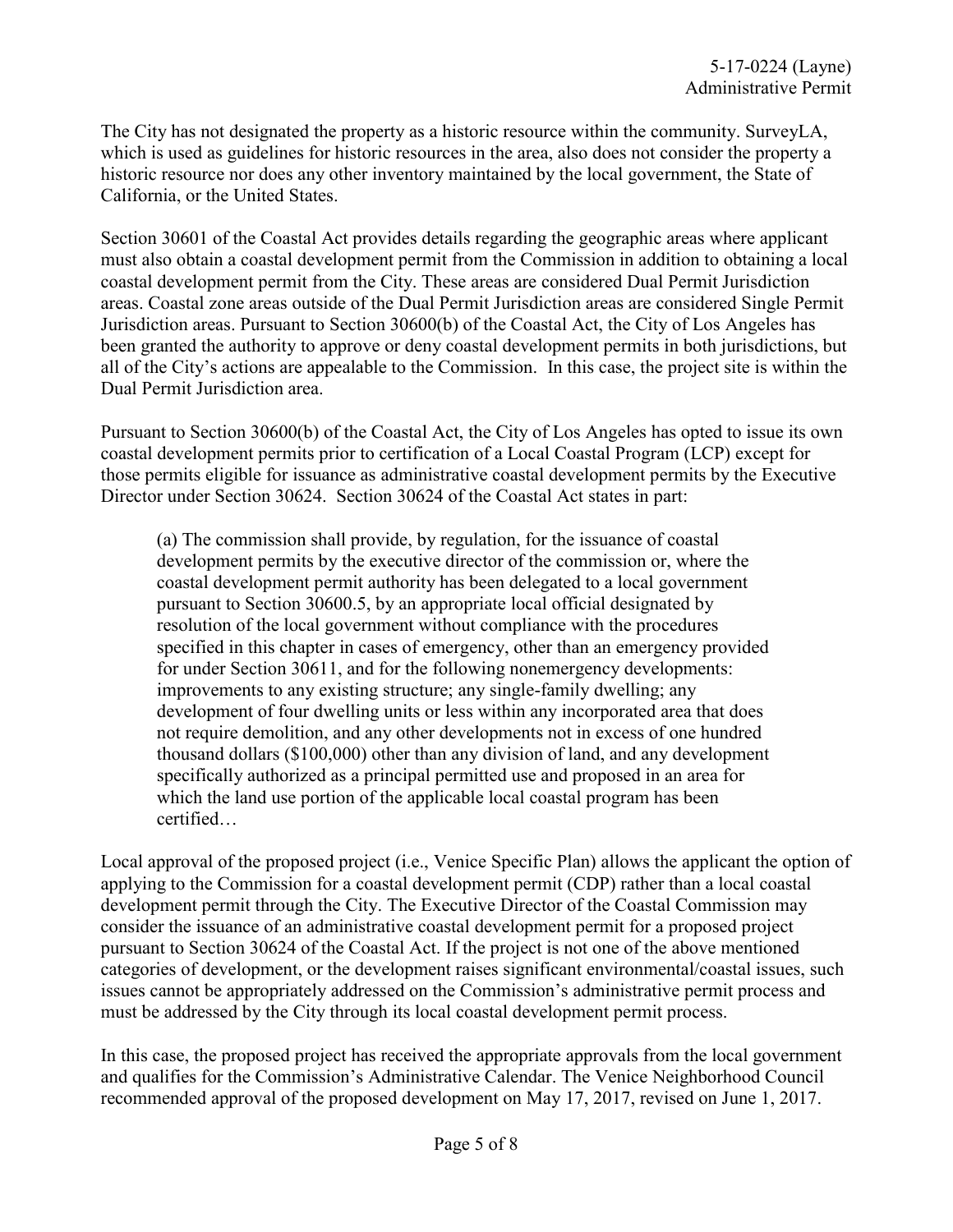The City has not designated the property as a historic resource within the community. SurveyLA, which is used as guidelines for historic resources in the area, also does not consider the property a historic resource nor does any other inventory maintained by the local government, the State of California, or the United States.

Section 30601 of the Coastal Act provides details regarding the geographic areas where applicant must also obtain a coastal development permit from the Commission in addition to obtaining a local coastal development permit from the City. These areas are considered Dual Permit Jurisdiction areas. Coastal zone areas outside of the Dual Permit Jurisdiction areas are considered Single Permit Jurisdiction areas. Pursuant to Section 30600(b) of the Coastal Act, the City of Los Angeles has been granted the authority to approve or deny coastal development permits in both jurisdictions, but all of the City's actions are appealable to the Commission. In this case, the project site is within the Dual Permit Jurisdiction area.

Pursuant to Section 30600(b) of the Coastal Act, the City of Los Angeles has opted to issue its own coastal development permits prior to certification of a Local Coastal Program (LCP) except for those permits eligible for issuance as administrative coastal development permits by the Executive Director under Section 30624. Section 30624 of the Coastal Act states in part:

> (a) The commission shall provide, by regulation, for the issuance of coastal development permits by the executive director of the commission or, where the coastal development permit authority has been delegated to a local government pursuant to Section 30600.5, by an appropriate local official designated by resolution of the local government without compliance with the procedures specified in this chapter in cases of emergency, other than an emergency provided for under Section 30611, and for the following nonemergency developments: improvements to any existing structure; any single-family dwelling; any development of four dwelling units or less within any incorporated area that does not require demolition, and any other developments not in excess of one hundred thousand dollars ($100,000) other than any division of land, and any development specifically authorized as a principal permitted use and proposed in an area for which the land use portion of the applicable local coastal program has been certified…

Local approval of the proposed project (i.e., Venice Specific Plan) allows the applicant the option of applying to the Commission for a coastal development permit (CDP) rather than a local coastal development permit through the City. The Executive Director of the Coastal Commission may consider the issuance of an administrative coastal development permit for a proposed project pursuant to Section 30624 of the Coastal Act. If the project is not one of the above mentioned categories of development, or the development raises significant environmental/coastal issues, such issues cannot be appropriately addressed on the Commission's administrative permit process and must be addressed by the City through its local coastal development permit process.

In this case, the proposed project has received the appropriate approvals from the local government and qualifies for the Commission's Administrative Calendar. The Venice Neighborhood Council recommended approval of the proposed development on May 17, 2017, revised on June 1, 2017.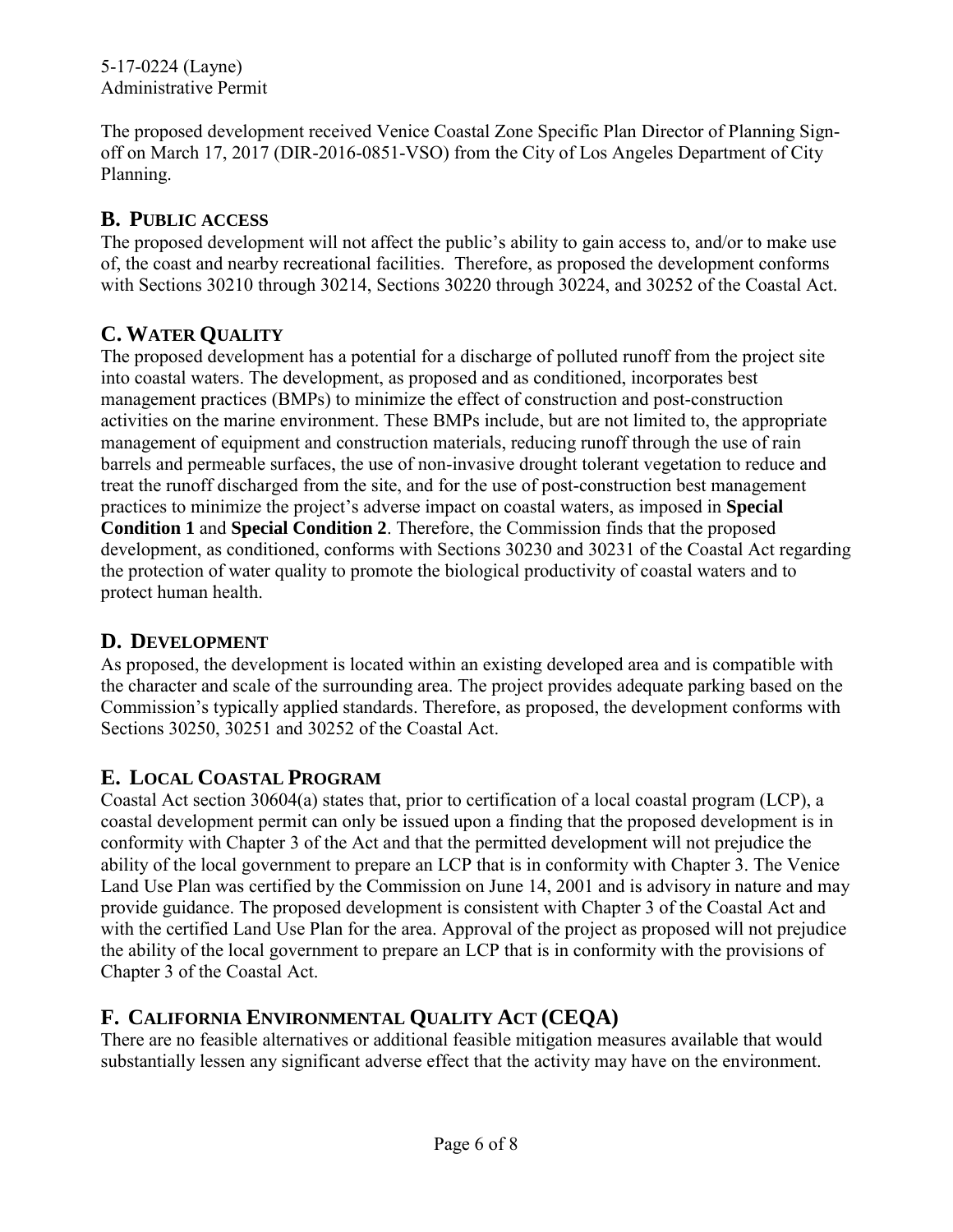The proposed development received Venice Coastal Zone Specific Plan Director of Planning Sign-off on March 17, 2017 (DIR-2016-0851-VSO) from the City of Los Angeles Department of City Planning.

## B. PUBLIC ACCESS

The proposed development will not affect the public's ability to gain access to, and/or to make use of, the coast and nearby recreational facilities. Therefore, as proposed the development conforms with Sections 30210 through 30214, Sections 30220 through 30224, and 30252 of the Coastal Act.

## C. WATER QUALITY

The proposed development has a potential for a discharge of polluted runoff from the project site into coastal waters. The development, as proposed and as conditioned, incorporates best management practices (BMPs) to minimize the effect of construction and post-construction activities on the marine environment. These BMPs include, but are not limited to, the appropriate management of equipment and construction materials, reducing runoff through the use of rain barrels and permeable surfaces, the use of non-invasive drought tolerant vegetation to reduce and treat the runoff discharged from the site, and for the use of post-construction best management practices to minimize the project's adverse impact on coastal waters, as imposed in **Special Condition 1** and **Special Condition 2**. Therefore, the Commission finds that the proposed development, as conditioned, conforms with Sections 30230 and 30231 of the Coastal Act regarding the protection of water quality to promote the biological productivity of coastal waters and to protect human health.

## D. DEVELOPMENT

As proposed, the development is located within an existing developed area and is compatible with the character and scale of the surrounding area. The project provides adequate parking based on the Commission's typically applied standards. Therefore, as proposed, the development conforms with Sections 30250, 30251 and 30252 of the Coastal Act.

## E. LOCAL COASTAL PROGRAM

Coastal Act section 30604(a) states that, prior to certification of a local coastal program (LCP), a coastal development permit can only be issued upon a finding that the proposed development is in conformity with Chapter 3 of the Act and that the permitted development will not prejudice the ability of the local government to prepare an LCP that is in conformity with Chapter 3. The Venice Land Use Plan was certified by the Commission on June 14, 2001 and is advisory in nature and may provide guidance. The proposed development is consistent with Chapter 3 of the Coastal Act and with the certified Land Use Plan for the area. Approval of the project as proposed will not prejudice the ability of the local government to prepare an LCP that is in conformity with the provisions of Chapter 3 of the Coastal Act.

## F. CALIFORNIA ENVIRONMENTAL QUALITY ACT (CEQA)

There are no feasible alternatives or additional feasible mitigation measures available that would substantially lessen any significant adverse effect that the activity may have on the environment.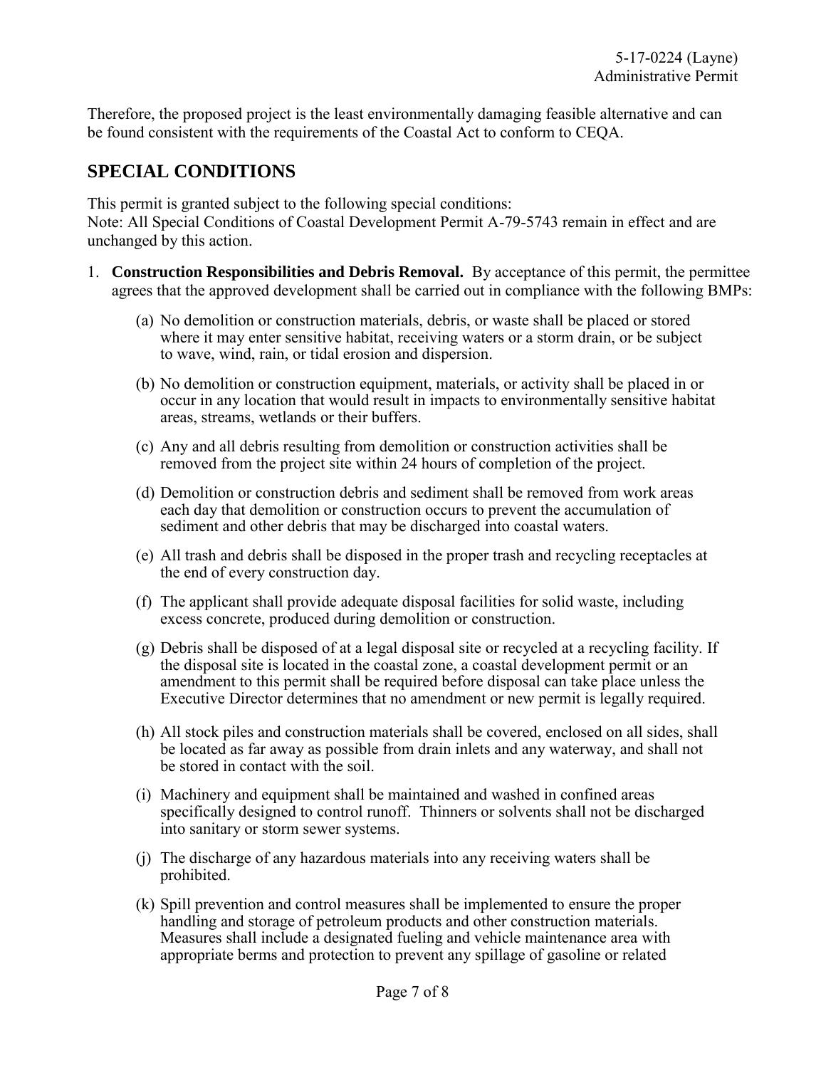Therefore, the proposed project is the least environmentally damaging feasible alternative and can be found consistent with the requirements of the Coastal Act to conform to CEQA.

## SPECIAL CONDITIONS

This permit is granted subject to the following special conditions:
Note: All Special Conditions of Coastal Development Permit A-79-5743 remain in effect and are unchanged by this action.

1. **Construction Responsibilities and Debris Removal.** By acceptance of this permit, the permittee agrees that the approved development shall be carried out in compliance with the following BMPs:

   (a) No demolition or construction materials, debris, or waste shall be placed or stored where it may enter sensitive habitat, receiving waters or a storm drain, or be subject to wave, wind, rain, or tidal erosion and dispersion.

   (b) No demolition or construction equipment, materials, or activity shall be placed in or occur in any location that would result in impacts to environmentally sensitive habitat areas, streams, wetlands or their buffers.

   (c) Any and all debris resulting from demolition or construction activities shall be removed from the project site within 24 hours of completion of the project.

   (d) Demolition or construction debris and sediment shall be removed from work areas each day that demolition or construction occurs to prevent the accumulation of sediment and other debris that may be discharged into coastal waters.

   (e) All trash and debris shall be disposed in the proper trash and recycling receptacles at the end of every construction day.

   (f) The applicant shall provide adequate disposal facilities for solid waste, including excess concrete, produced during demolition or construction.

   (g) Debris shall be disposed of at a legal disposal site or recycled at a recycling facility. If the disposal site is located in the coastal zone, a coastal development permit or an amendment to this permit shall be required before disposal can take place unless the Executive Director determines that no amendment or new permit is legally required.

   (h) All stock piles and construction materials shall be covered, enclosed on all sides, shall be located as far away as possible from drain inlets and any waterway, and shall not be stored in contact with the soil.

   (i) Machinery and equipment shall be maintained and washed in confined areas specifically designed to control runoff. Thinners or solvents shall not be discharged into sanitary or storm sewer systems.

   (j) The discharge of any hazardous materials into any receiving waters shall be prohibited.

   (k) Spill prevention and control measures shall be implemented to ensure the proper handling and storage of petroleum products and other construction materials. Measures shall include a designated fueling and vehicle maintenance area with appropriate berms and protection to prevent any spillage of gasoline or related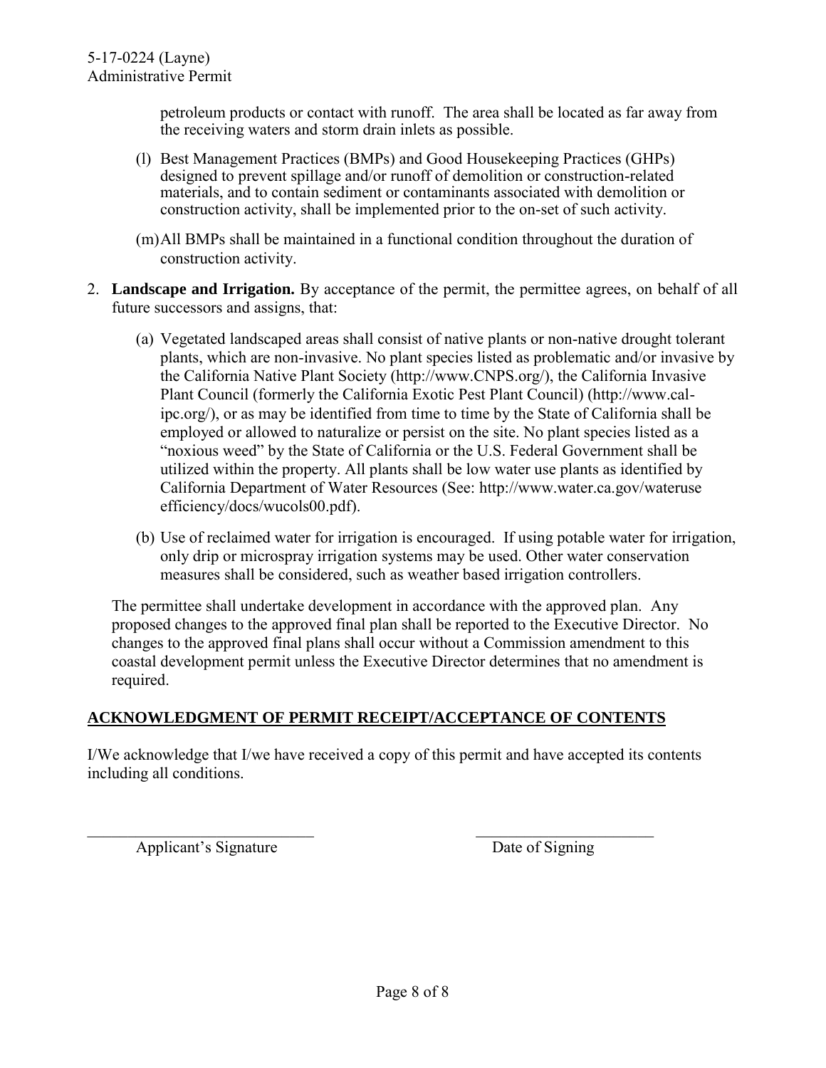petroleum products or contact with runoff. The area shall be located as far away from the receiving waters and storm drain inlets as possible.

(l) Best Management Practices (BMPs) and Good Housekeeping Practices (GHPs) designed to prevent spillage and/or runoff of demolition or construction-related materials, and to contain sediment or contaminants associated with demolition or construction activity, shall be implemented prior to the on-set of such activity.

(m) All BMPs shall be maintained in a functional condition throughout the duration of construction activity.

2. **Landscape and Irrigation.** By acceptance of the permit, the permittee agrees, on behalf of all future successors and assigns, that:

   (a) Vegetated landscaped areas shall consist of native plants or non-native drought tolerant plants, which are non-invasive. No plant species listed as problematic and/or invasive by the California Native Plant Society (http://www.CNPS.org/), the California Invasive Plant Council (formerly the California Exotic Pest Plant Council) (http://www.cal-ipc.org/), or as may be identified from time to time by the State of California shall be employed or allowed to naturalize or persist on the site. No plant species listed as a "noxious weed" by the State of California or the U.S. Federal Government shall be utilized within the property. All plants shall be low water use plants as identified by California Department of Water Resources (See: http://www.water.ca.gov/wateruse efficiency/docs/wucols00.pdf).

   (b) Use of reclaimed water for irrigation is encouraged. If using potable water for irrigation, only drip or microspray irrigation systems may be used. Other water conservation measures shall be considered, such as weather based irrigation controllers.

   The permittee shall undertake development in accordance with the approved plan. Any proposed changes to the approved final plan shall be reported to the Executive Director. No changes to the approved final plans shall occur without a Commission amendment to this coastal development permit unless the Executive Director determines that no amendment is required.

## ACKNOWLEDGMENT OF PERMIT RECEIPT/ACCEPTANCE OF CONTENTS

I/We acknowledge that I/we have received a copy of this permit and have accepted its contents including all conditions.

_____________________________ &nbsp;&nbsp;&nbsp;&nbsp;&nbsp;&nbsp;&nbsp;&nbsp; ______________________

Applicant's Signature &nbsp;&nbsp;&nbsp;&nbsp;&nbsp;&nbsp;&nbsp;&nbsp;&nbsp;&nbsp;&nbsp;&nbsp;&nbsp;&nbsp;&nbsp;&nbsp;&nbsp;&nbsp;&nbsp;&nbsp; Date of Signing